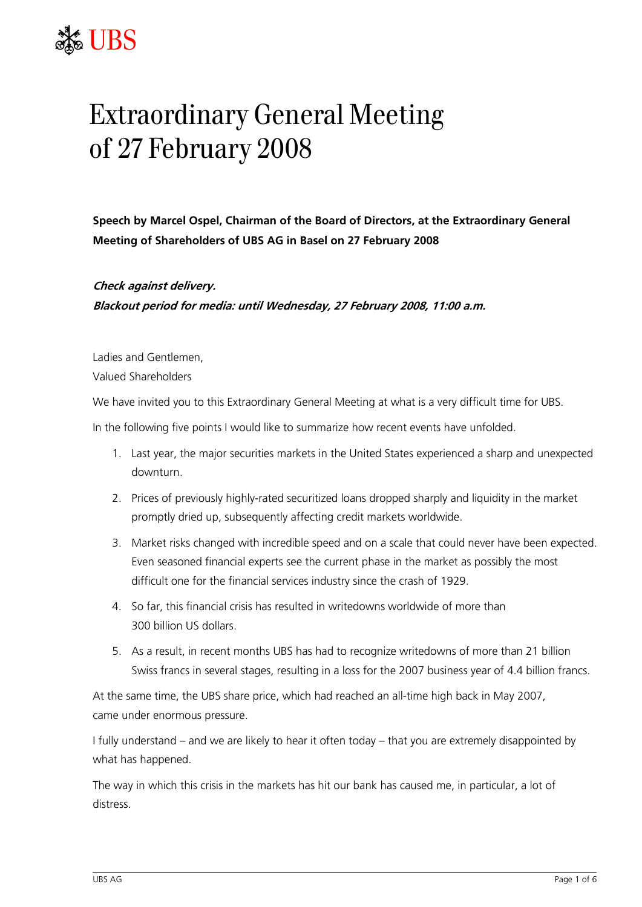# Extraordinary General Meeting of 27 February 2008

**Speech by Marcel Ospel, Chairman of the Board of Directors, at the Extraordinary General Meeting of Shareholders of UBS AG in Basel on 27 February 2008**

***Check against delivery.***
***Blackout period for media: until Wednesday, 27 February 2008, 11:00 a.m.***

Ladies and Gentlemen,
Valued Shareholders

We have invited you to this Extraordinary General Meeting at what is a very difficult time for UBS.

In the following five points I would like to summarize how recent events have unfolded.

1. Last year, the major securities markets in the United States experienced a sharp and unexpected downturn.
2. Prices of previously highly-rated securitized loans dropped sharply and liquidity in the market promptly dried up, subsequently affecting credit markets worldwide.
3. Market risks changed with incredible speed and on a scale that could never have been expected. Even seasoned financial experts see the current phase in the market as possibly the most difficult one for the financial services industry since the crash of 1929.
4. So far, this financial crisis has resulted in writedowns worldwide of more than 300 billion US dollars.
5. As a result, in recent months UBS has had to recognize writedowns of more than 21 billion Swiss francs in several stages, resulting in a loss for the 2007 business year of 4.4 billion francs.

At the same time, the UBS share price, which had reached an all-time high back in May 2007, came under enormous pressure.

I fully understand – and we are likely to hear it often today – that you are extremely disappointed by what has happened.

The way in which this crisis in the markets has hit our bank has caused me, in particular, a lot of distress.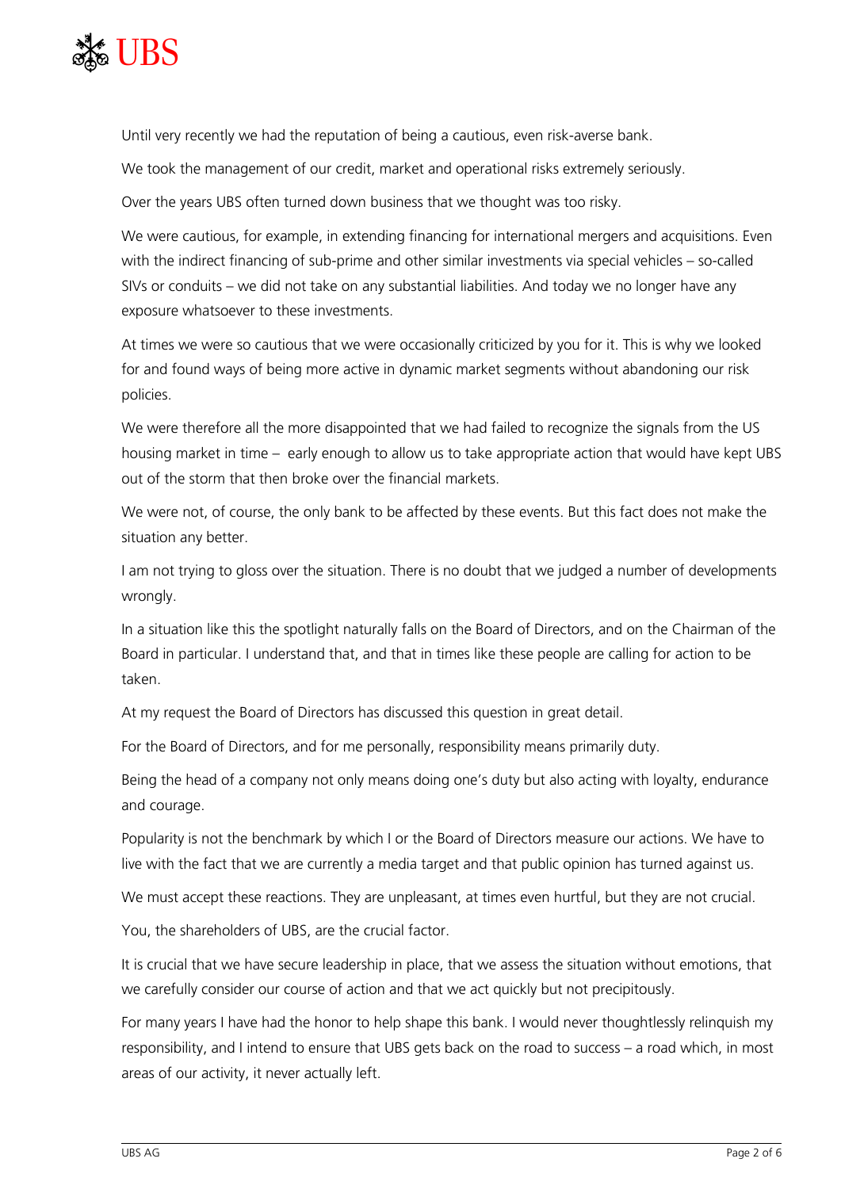Until very recently we had the reputation of being a cautious, even risk-averse bank.

We took the management of our credit, market and operational risks extremely seriously.

Over the years UBS often turned down business that we thought was too risky.

We were cautious, for example, in extending financing for international mergers and acquisitions. Even with the indirect financing of sub-prime and other similar investments via special vehicles – so-called SIVs or conduits – we did not take on any substantial liabilities. And today we no longer have any exposure whatsoever to these investments.

At times we were so cautious that we were occasionally criticized by you for it. This is why we looked for and found ways of being more active in dynamic market segments without abandoning our risk policies.

We were therefore all the more disappointed that we had failed to recognize the signals from the US housing market in time – early enough to allow us to take appropriate action that would have kept UBS out of the storm that then broke over the financial markets.

We were not, of course, the only bank to be affected by these events. But this fact does not make the situation any better.

I am not trying to gloss over the situation. There is no doubt that we judged a number of developments wrongly.

In a situation like this the spotlight naturally falls on the Board of Directors, and on the Chairman of the Board in particular. I understand that, and that in times like these people are calling for action to be taken.

At my request the Board of Directors has discussed this question in great detail.

For the Board of Directors, and for me personally, responsibility means primarily duty.

Being the head of a company not only means doing one's duty but also acting with loyalty, endurance and courage.

Popularity is not the benchmark by which I or the Board of Directors measure our actions. We have to live with the fact that we are currently a media target and that public opinion has turned against us.

We must accept these reactions. They are unpleasant, at times even hurtful, but they are not crucial.

You, the shareholders of UBS, are the crucial factor.

It is crucial that we have secure leadership in place, that we assess the situation without emotions, that we carefully consider our course of action and that we act quickly but not precipitously.

For many years I have had the honor to help shape this bank. I would never thoughtlessly relinquish my responsibility, and I intend to ensure that UBS gets back on the road to success – a road which, in most areas of our activity, it never actually left.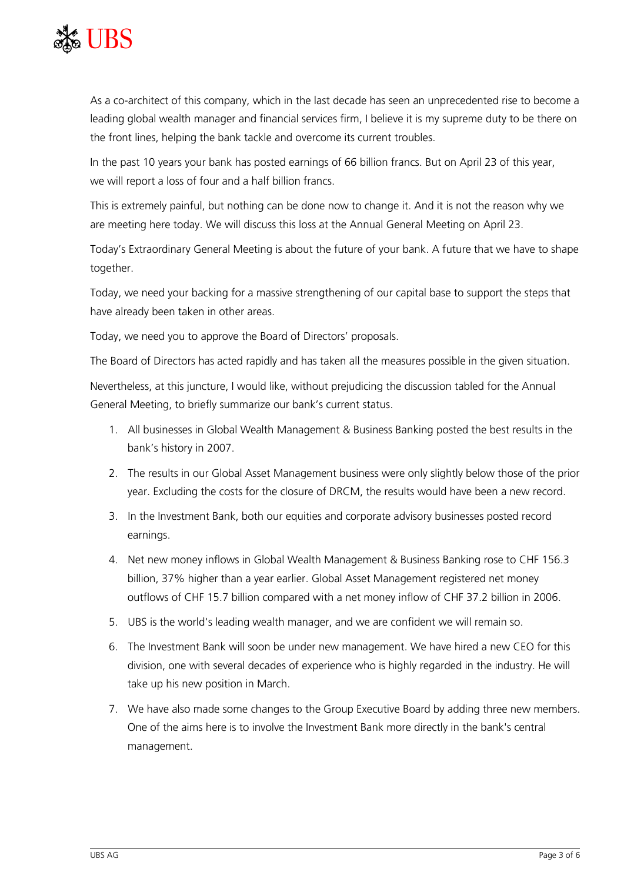As a co-architect of this company, which in the last decade has seen an unprecedented rise to become a leading global wealth manager and financial services firm, I believe it is my supreme duty to be there on the front lines, helping the bank tackle and overcome its current troubles.

In the past 10 years your bank has posted earnings of 66 billion francs. But on April 23 of this year, we will report a loss of four and a half billion francs.

This is extremely painful, but nothing can be done now to change it. And it is not the reason why we are meeting here today. We will discuss this loss at the Annual General Meeting on April 23.

Today's Extraordinary General Meeting is about the future of your bank. A future that we have to shape together.

Today, we need your backing for a massive strengthening of our capital base to support the steps that have already been taken in other areas.

Today, we need you to approve the Board of Directors' proposals.

The Board of Directors has acted rapidly and has taken all the measures possible in the given situation.

Nevertheless, at this juncture, I would like, without prejudicing the discussion tabled for the Annual General Meeting, to briefly summarize our bank's current status.

1. All businesses in Global Wealth Management & Business Banking posted the best results in the bank's history in 2007.
2. The results in our Global Asset Management business were only slightly below those of the prior year. Excluding the costs for the closure of DRCM, the results would have been a new record.
3. In the Investment Bank, both our equities and corporate advisory businesses posted record earnings.
4. Net new money inflows in Global Wealth Management & Business Banking rose to CHF 156.3 billion, 37% higher than a year earlier. Global Asset Management registered net money outflows of CHF 15.7 billion compared with a net money inflow of CHF 37.2 billion in 2006.
5. UBS is the world's leading wealth manager, and we are confident we will remain so.
6. The Investment Bank will soon be under new management. We have hired a new CEO for this division, one with several decades of experience who is highly regarded in the industry. He will take up his new position in March.
7. We have also made some changes to the Group Executive Board by adding three new members. One of the aims here is to involve the Investment Bank more directly in the bank's central management.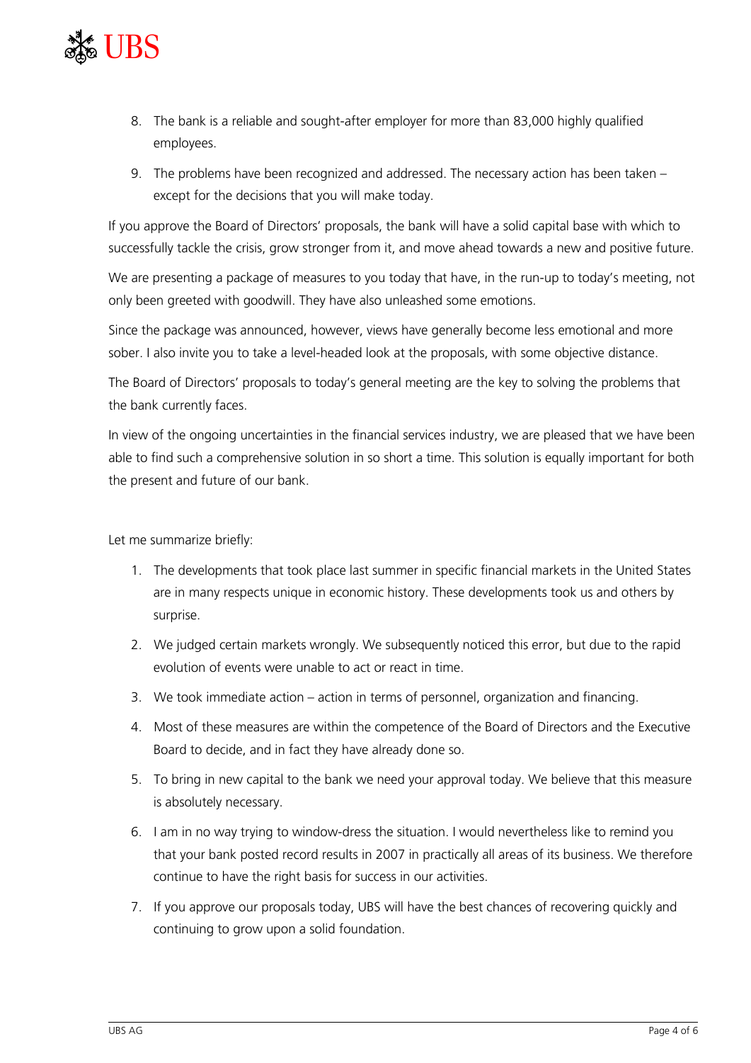8. The bank is a reliable and sought-after employer for more than 83,000 highly qualified employees.
9. The problems have been recognized and addressed. The necessary action has been taken – except for the decisions that you will make today.

If you approve the Board of Directors' proposals, the bank will have a solid capital base with which to successfully tackle the crisis, grow stronger from it, and move ahead towards a new and positive future.

We are presenting a package of measures to you today that have, in the run-up to today's meeting, not only been greeted with goodwill. They have also unleashed some emotions.

Since the package was announced, however, views have generally become less emotional and more sober. I also invite you to take a level-headed look at the proposals, with some objective distance.

The Board of Directors' proposals to today's general meeting are the key to solving the problems that the bank currently faces.

In view of the ongoing uncertainties in the financial services industry, we are pleased that we have been able to find such a comprehensive solution in so short a time. This solution is equally important for both the present and future of our bank.

Let me summarize briefly:

1. The developments that took place last summer in specific financial markets in the United States are in many respects unique in economic history. These developments took us and others by surprise.
2. We judged certain markets wrongly. We subsequently noticed this error, but due to the rapid evolution of events were unable to act or react in time.
3. We took immediate action – action in terms of personnel, organization and financing.
4. Most of these measures are within the competence of the Board of Directors and the Executive Board to decide, and in fact they have already done so.
5. To bring in new capital to the bank we need your approval today. We believe that this measure is absolutely necessary.
6. I am in no way trying to window-dress the situation. I would nevertheless like to remind you that your bank posted record results in 2007 in practically all areas of its business. We therefore continue to have the right basis for success in our activities.
7. If you approve our proposals today, UBS will have the best chances of recovering quickly and continuing to grow upon a solid foundation.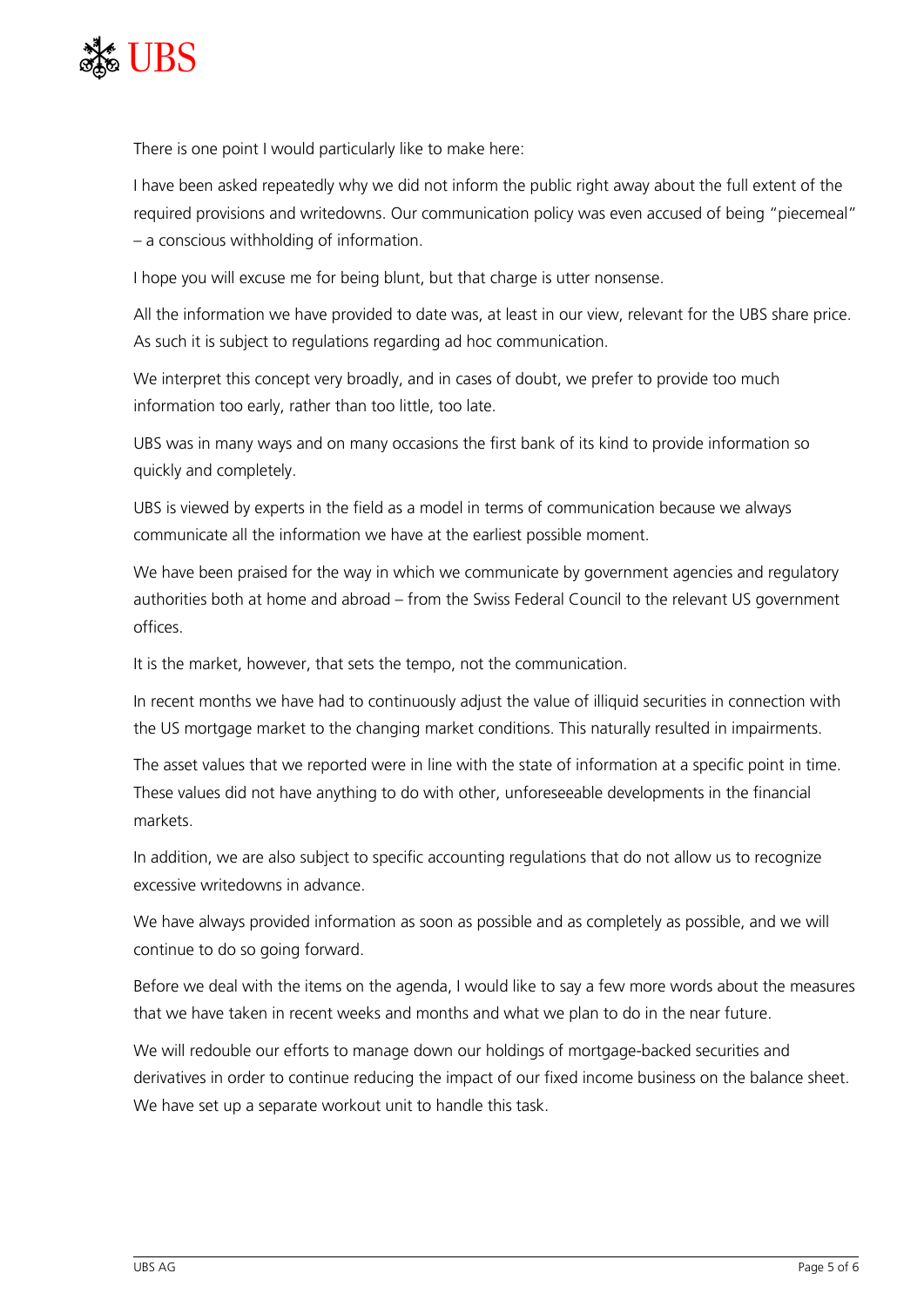There is one point I would particularly like to make here:

I have been asked repeatedly why we did not inform the public right away about the full extent of the required provisions and writedowns. Our communication policy was even accused of being "piecemeal" – a conscious withholding of information.

I hope you will excuse me for being blunt, but that charge is utter nonsense.

All the information we have provided to date was, at least in our view, relevant for the UBS share price. As such it is subject to regulations regarding ad hoc communication.

We interpret this concept very broadly, and in cases of doubt, we prefer to provide too much information too early, rather than too little, too late.

UBS was in many ways and on many occasions the first bank of its kind to provide information so quickly and completely.

UBS is viewed by experts in the field as a model in terms of communication because we always communicate all the information we have at the earliest possible moment.

We have been praised for the way in which we communicate by government agencies and regulatory authorities both at home and abroad – from the Swiss Federal Council to the relevant US government offices.

It is the market, however, that sets the tempo, not the communication.

In recent months we have had to continuously adjust the value of illiquid securities in connection with the US mortgage market to the changing market conditions. This naturally resulted in impairments.

The asset values that we reported were in line with the state of information at a specific point in time. These values did not have anything to do with other, unforeseeable developments in the financial markets.

In addition, we are also subject to specific accounting regulations that do not allow us to recognize excessive writedowns in advance.

We have always provided information as soon as possible and as completely as possible, and we will continue to do so going forward.

Before we deal with the items on the agenda, I would like to say a few more words about the measures that we have taken in recent weeks and months and what we plan to do in the near future.

We will redouble our efforts to manage down our holdings of mortgage-backed securities and derivatives in order to continue reducing the impact of our fixed income business on the balance sheet. We have set up a separate workout unit to handle this task.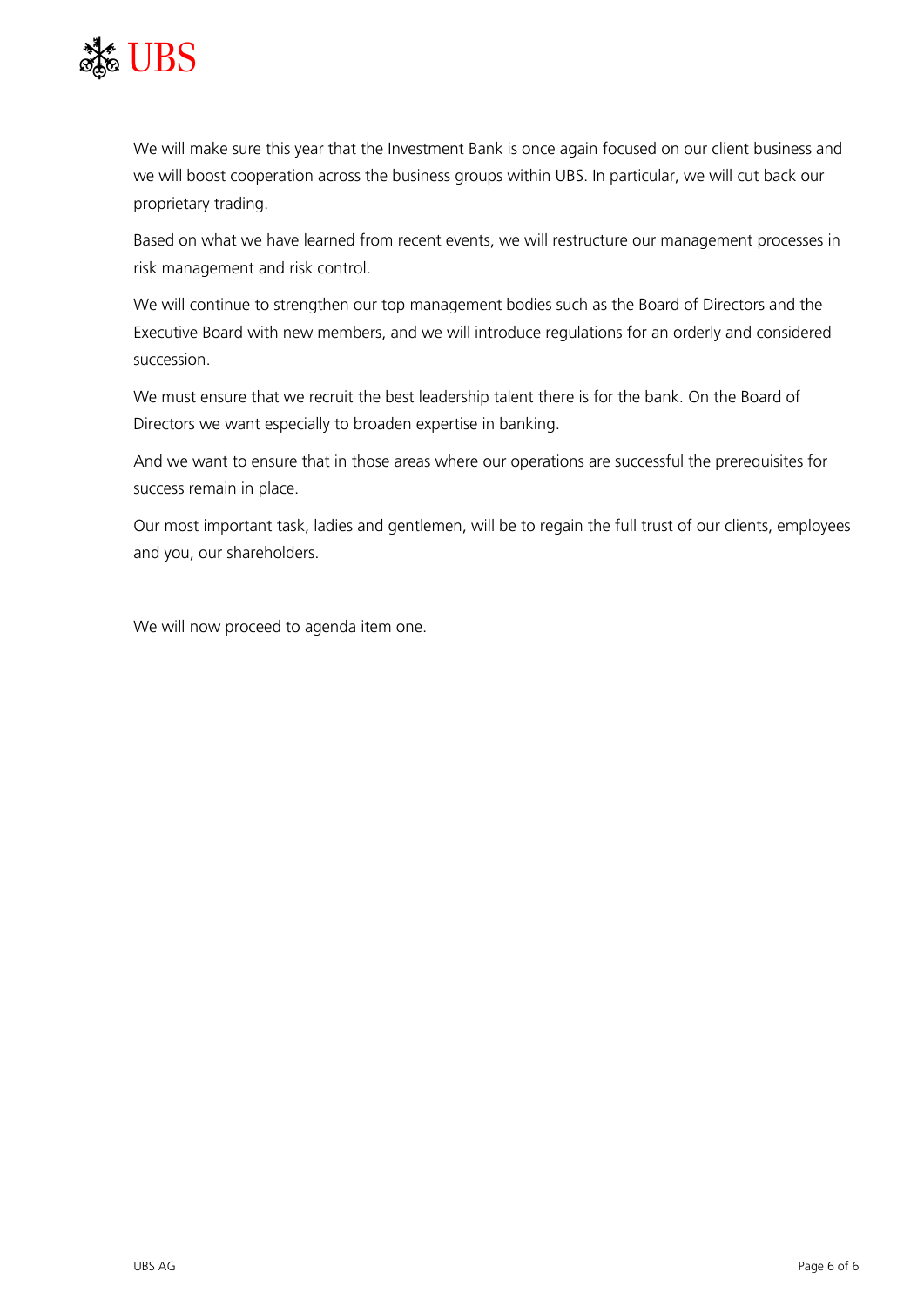We will make sure this year that the Investment Bank is once again focused on our client business and we will boost cooperation across the business groups within UBS. In particular, we will cut back our proprietary trading.

Based on what we have learned from recent events, we will restructure our management processes in risk management and risk control.

We will continue to strengthen our top management bodies such as the Board of Directors and the Executive Board with new members, and we will introduce regulations for an orderly and considered succession.

We must ensure that we recruit the best leadership talent there is for the bank. On the Board of Directors we want especially to broaden expertise in banking.

And we want to ensure that in those areas where our operations are successful the prerequisites for success remain in place.

Our most important task, ladies and gentlemen, will be to regain the full trust of our clients, employees and you, our shareholders.

We will now proceed to agenda item one.